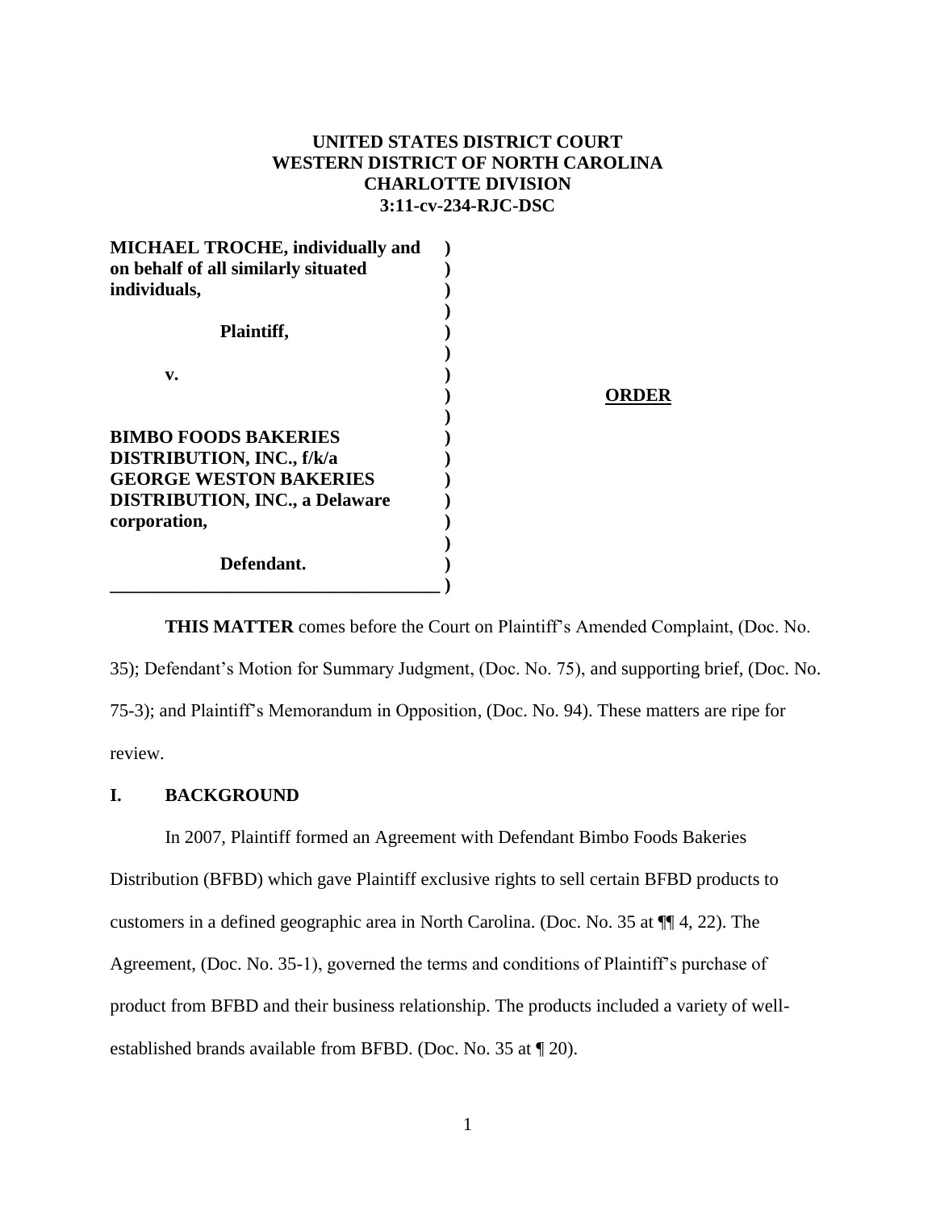**UNITED STATES DISTRICT COURT**
**WESTERN DISTRICT OF NORTH CAROLINA**
**CHARLOTTE DIVISION**
**3:11-cv-234-RJC-DSC**

**MICHAEL TROCHE, individually and on behalf of all similarly situated individuals,**

**Plaintiff,**

**v.**

**BIMBO FOODS BAKERIES DISTRIBUTION, INC., f/k/a GEORGE WESTON BAKERIES DISTRIBUTION, INC., a Delaware corporation,**

**Defendant.**

**ORDER**

**THIS MATTER** comes before the Court on Plaintiff's Amended Complaint, (Doc. No. 35); Defendant's Motion for Summary Judgment, (Doc. No. 75), and supporting brief, (Doc. No. 75-3); and Plaintiff's Memorandum in Opposition, (Doc. No. 94). These matters are ripe for review.

## I. BACKGROUND

In 2007, Plaintiff formed an Agreement with Defendant Bimbo Foods Bakeries Distribution (BFBD) which gave Plaintiff exclusive rights to sell certain BFBD products to customers in a defined geographic area in North Carolina. (Doc. No. 35 at ¶¶ 4, 22). The Agreement, (Doc. No. 35-1), governed the terms and conditions of Plaintiff's purchase of product from BFBD and their business relationship. The products included a variety of well-established brands available from BFBD. (Doc. No. 35 at ¶ 20).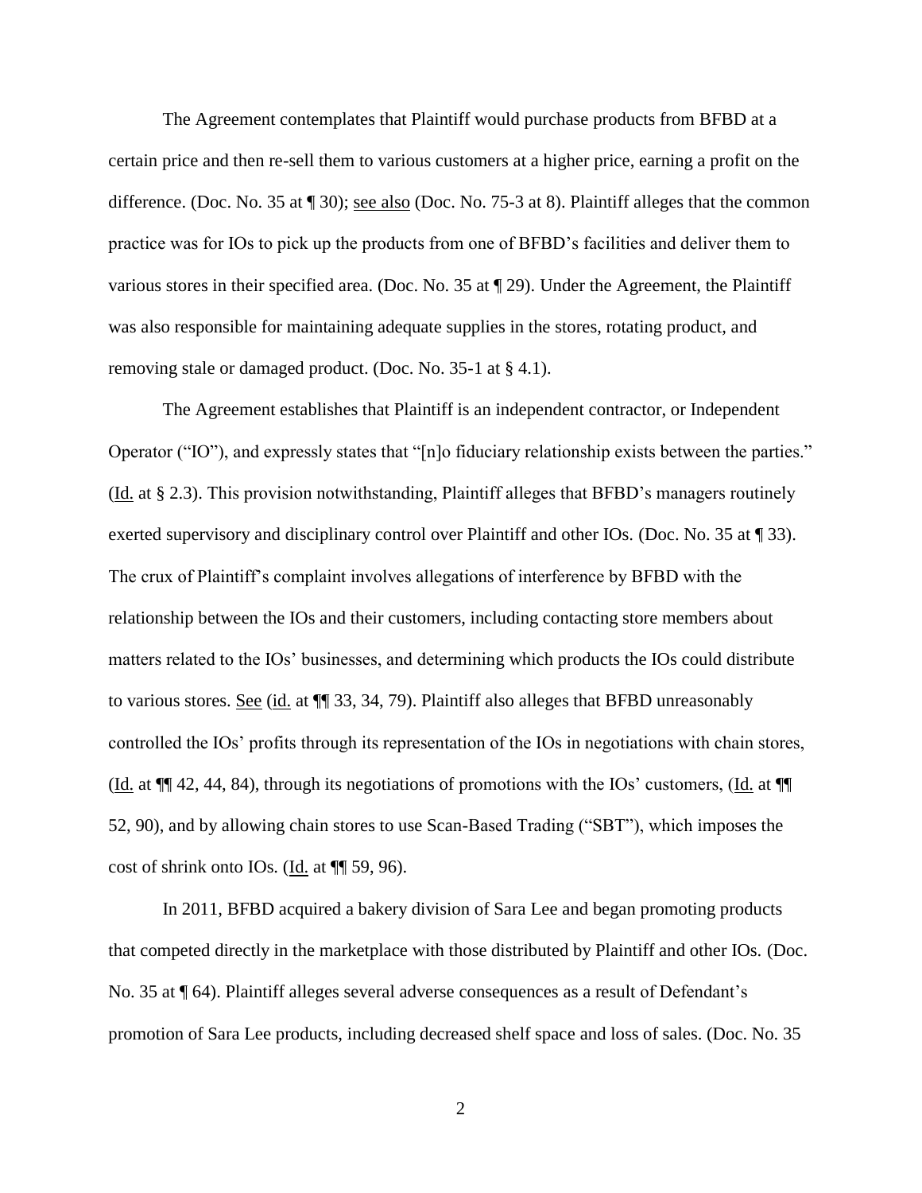The Agreement contemplates that Plaintiff would purchase products from BFBD at a certain price and then re-sell them to various customers at a higher price, earning a profit on the difference. (Doc. No. 35 at ¶ 30); see also (Doc. No. 75-3 at 8). Plaintiff alleges that the common practice was for IOs to pick up the products from one of BFBD's facilities and deliver them to various stores in their specified area. (Doc. No. 35 at ¶ 29). Under the Agreement, the Plaintiff was also responsible for maintaining adequate supplies in the stores, rotating product, and removing stale or damaged product. (Doc. No. 35-1 at § 4.1).

The Agreement establishes that Plaintiff is an independent contractor, or Independent Operator ("IO"), and expressly states that "[n]o fiduciary relationship exists between the parties." (Id. at § 2.3). This provision notwithstanding, Plaintiff alleges that BFBD's managers routinely exerted supervisory and disciplinary control over Plaintiff and other IOs. (Doc. No. 35 at ¶ 33). The crux of Plaintiff's complaint involves allegations of interference by BFBD with the relationship between the IOs and their customers, including contacting store members about matters related to the IOs' businesses, and determining which products the IOs could distribute to various stores. See (id. at ¶¶ 33, 34, 79). Plaintiff also alleges that BFBD unreasonably controlled the IOs' profits through its representation of the IOs in negotiations with chain stores, (Id. at ¶¶ 42, 44, 84), through its negotiations of promotions with the IOs' customers, (Id. at ¶¶ 52, 90), and by allowing chain stores to use Scan-Based Trading ("SBT"), which imposes the cost of shrink onto IOs. (Id. at ¶¶ 59, 96).

In 2011, BFBD acquired a bakery division of Sara Lee and began promoting products that competed directly in the marketplace with those distributed by Plaintiff and other IOs. (Doc. No. 35 at ¶ 64). Plaintiff alleges several adverse consequences as a result of Defendant's promotion of Sara Lee products, including decreased shelf space and loss of sales. (Doc. No. 35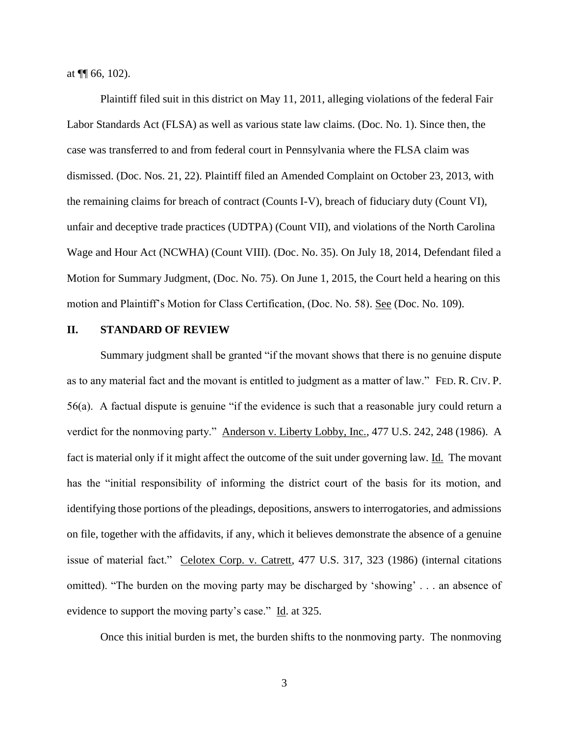at ¶¶ 66, 102).

Plaintiff filed suit in this district on May 11, 2011, alleging violations of the federal Fair Labor Standards Act (FLSA) as well as various state law claims. (Doc. No. 1). Since then, the case was transferred to and from federal court in Pennsylvania where the FLSA claim was dismissed. (Doc. Nos. 21, 22). Plaintiff filed an Amended Complaint on October 23, 2013, with the remaining claims for breach of contract (Counts I-V), breach of fiduciary duty (Count VI), unfair and deceptive trade practices (UDTPA) (Count VII), and violations of the North Carolina Wage and Hour Act (NCWHA) (Count VIII). (Doc. No. 35). On July 18, 2014, Defendant filed a Motion for Summary Judgment, (Doc. No. 75). On June 1, 2015, the Court held a hearing on this motion and Plaintiff's Motion for Class Certification, (Doc. No. 58). See (Doc. No. 109).

## II. STANDARD OF REVIEW

Summary judgment shall be granted "if the movant shows that there is no genuine dispute as to any material fact and the movant is entitled to judgment as a matter of law." FED. R. CIV. P. 56(a). A factual dispute is genuine "if the evidence is such that a reasonable jury could return a verdict for the nonmoving party." Anderson v. Liberty Lobby, Inc., 477 U.S. 242, 248 (1986). A fact is material only if it might affect the outcome of the suit under governing law. Id. The movant has the "initial responsibility of informing the district court of the basis for its motion, and identifying those portions of the pleadings, depositions, answers to interrogatories, and admissions on file, together with the affidavits, if any, which it believes demonstrate the absence of a genuine issue of material fact." Celotex Corp. v. Catrett, 477 U.S. 317, 323 (1986) (internal citations omitted). "The burden on the moving party may be discharged by 'showing' . . . an absence of evidence to support the moving party's case." Id. at 325.

Once this initial burden is met, the burden shifts to the nonmoving party. The nonmoving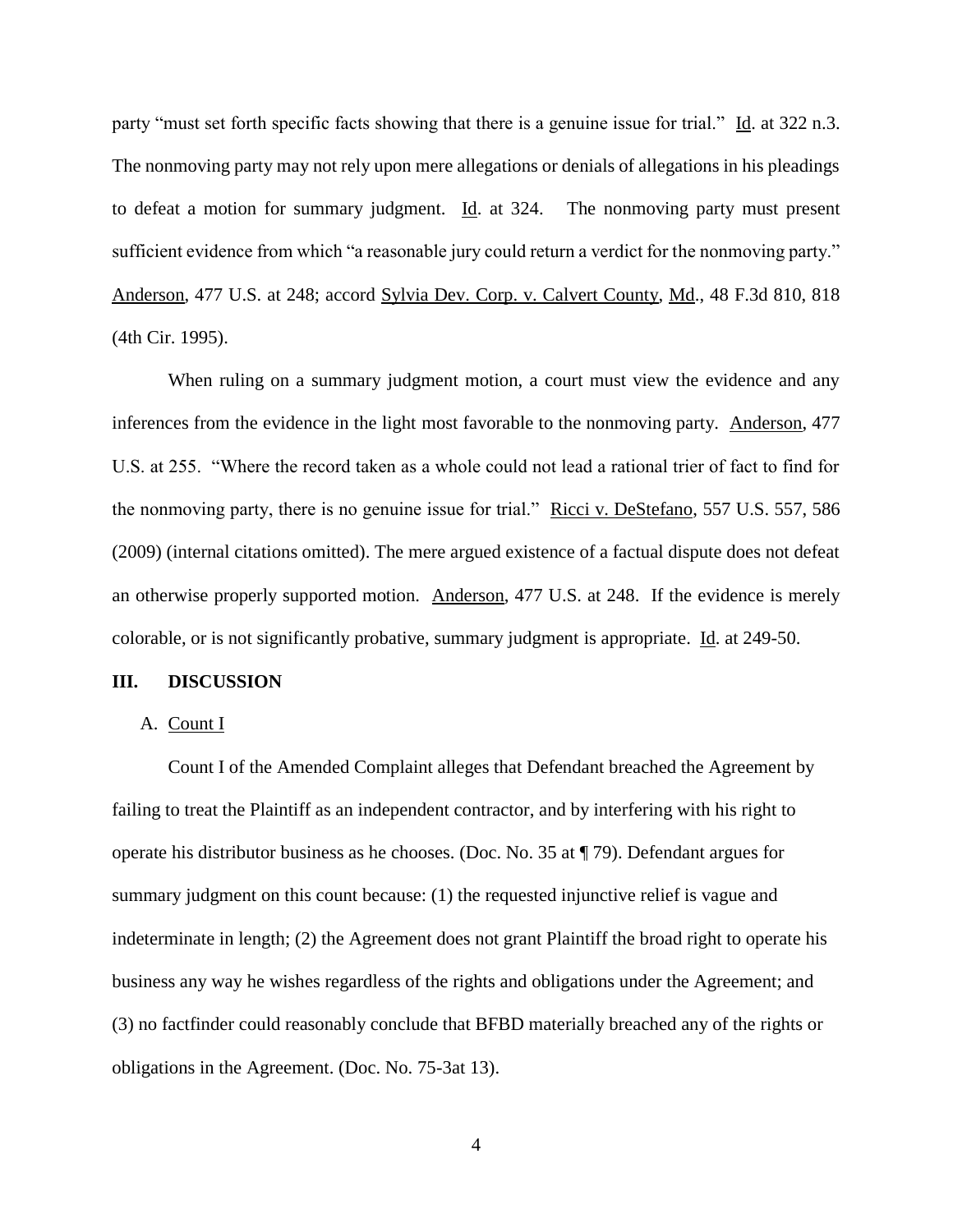party "must set forth specific facts showing that there is a genuine issue for trial." Id. at 322 n.3. The nonmoving party may not rely upon mere allegations or denials of allegations in his pleadings to defeat a motion for summary judgment. Id. at 324. The nonmoving party must present sufficient evidence from which "a reasonable jury could return a verdict for the nonmoving party." Anderson, 477 U.S. at 248; accord Sylvia Dev. Corp. v. Calvert County, Md., 48 F.3d 810, 818 (4th Cir. 1995).

When ruling on a summary judgment motion, a court must view the evidence and any inferences from the evidence in the light most favorable to the nonmoving party. Anderson, 477 U.S. at 255. "Where the record taken as a whole could not lead a rational trier of fact to find for the nonmoving party, there is no genuine issue for trial." Ricci v. DeStefano, 557 U.S. 557, 586 (2009) (internal citations omitted). The mere argued existence of a factual dispute does not defeat an otherwise properly supported motion. Anderson, 477 U.S. at 248. If the evidence is merely colorable, or is not significantly probative, summary judgment is appropriate. Id. at 249-50.

## III. DISCUSSION

### A. Count I

Count I of the Amended Complaint alleges that Defendant breached the Agreement by failing to treat the Plaintiff as an independent contractor, and by interfering with his right to operate his distributor business as he chooses. (Doc. No. 35 at ¶ 79). Defendant argues for summary judgment on this count because: (1) the requested injunctive relief is vague and indeterminate in length; (2) the Agreement does not grant Plaintiff the broad right to operate his business any way he wishes regardless of the rights and obligations under the Agreement; and (3) no factfinder could reasonably conclude that BFBD materially breached any of the rights or obligations in the Agreement. (Doc. No. 75-3at 13).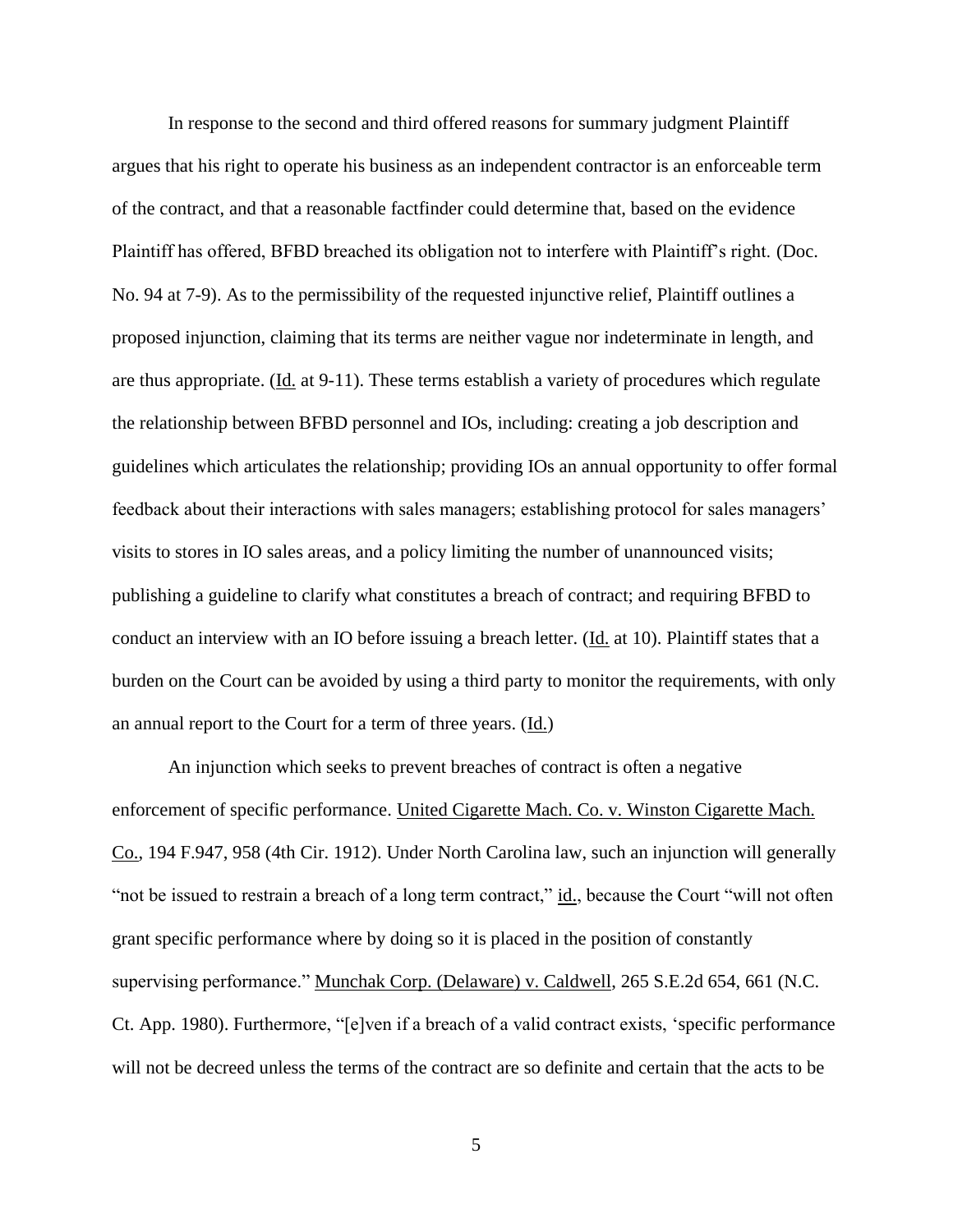In response to the second and third offered reasons for summary judgment Plaintiff argues that his right to operate his business as an independent contractor is an enforceable term of the contract, and that a reasonable factfinder could determine that, based on the evidence Plaintiff has offered, BFBD breached its obligation not to interfere with Plaintiff's right. (Doc. No. 94 at 7-9). As to the permissibility of the requested injunctive relief, Plaintiff outlines a proposed injunction, claiming that its terms are neither vague nor indeterminate in length, and are thus appropriate. (Id. at 9-11). These terms establish a variety of procedures which regulate the relationship between BFBD personnel and IOs, including: creating a job description and guidelines which articulates the relationship; providing IOs an annual opportunity to offer formal feedback about their interactions with sales managers; establishing protocol for sales managers' visits to stores in IO sales areas, and a policy limiting the number of unannounced visits; publishing a guideline to clarify what constitutes a breach of contract; and requiring BFBD to conduct an interview with an IO before issuing a breach letter. (Id. at 10). Plaintiff states that a burden on the Court can be avoided by using a third party to monitor the requirements, with only an annual report to the Court for a term of three years. (Id.)

An injunction which seeks to prevent breaches of contract is often a negative enforcement of specific performance. United Cigarette Mach. Co. v. Winston Cigarette Mach. Co., 194 F.947, 958 (4th Cir. 1912). Under North Carolina law, such an injunction will generally "not be issued to restrain a breach of a long term contract," id., because the Court "will not often grant specific performance where by doing so it is placed in the position of constantly supervising performance." Munchak Corp. (Delaware) v. Caldwell, 265 S.E.2d 654, 661 (N.C. Ct. App. 1980). Furthermore, "[e]ven if a breach of a valid contract exists, 'specific performance will not be decreed unless the terms of the contract are so definite and certain that the acts to be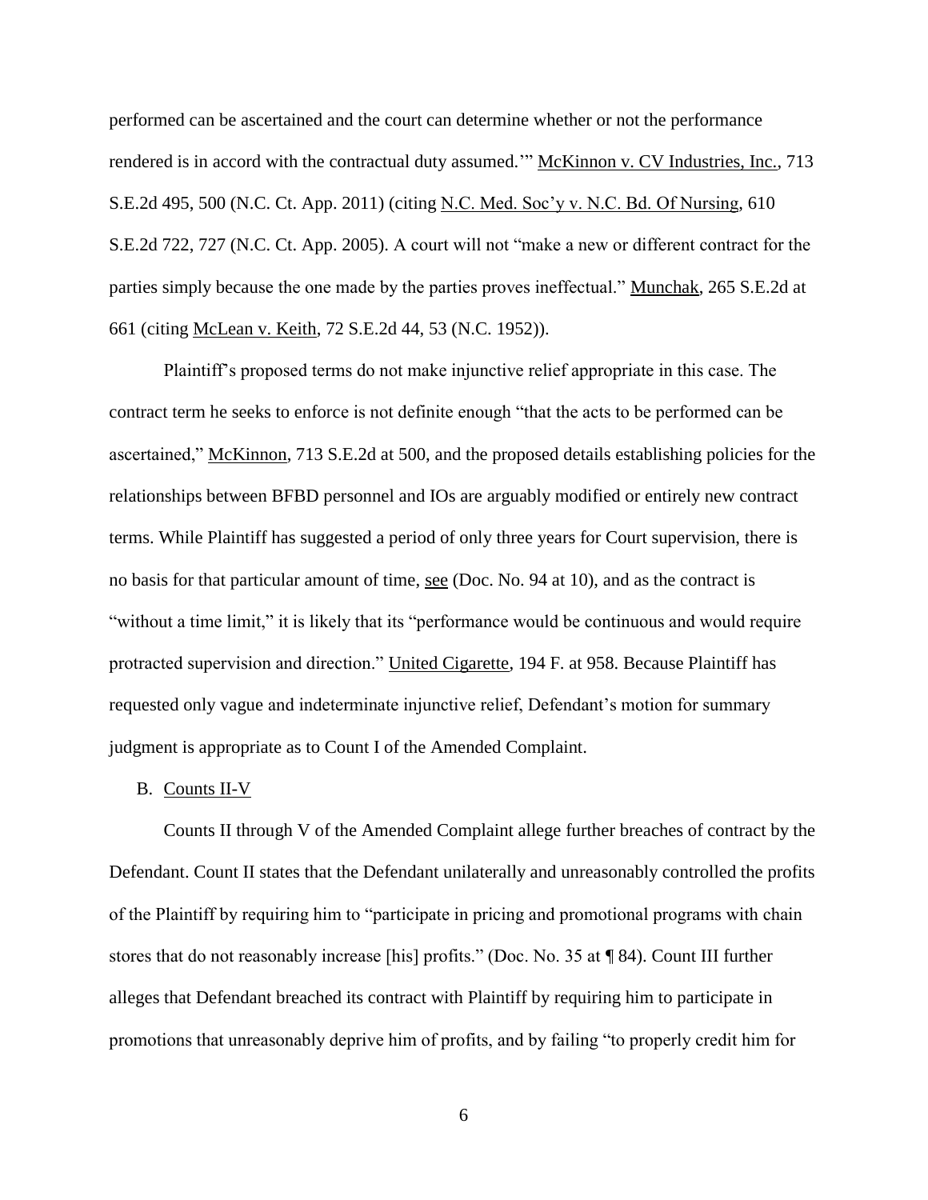performed can be ascertained and the court can determine whether or not the performance rendered is in accord with the contractual duty assumed.'" McKinnon v. CV Industries, Inc., 713 S.E.2d 495, 500 (N.C. Ct. App. 2011) (citing N.C. Med. Soc'y v. N.C. Bd. Of Nursing, 610 S.E.2d 722, 727 (N.C. Ct. App. 2005). A court will not "make a new or different contract for the parties simply because the one made by the parties proves ineffectual." Munchak, 265 S.E.2d at 661 (citing McLean v. Keith, 72 S.E.2d 44, 53 (N.C. 1952)).

Plaintiff's proposed terms do not make injunctive relief appropriate in this case. The contract term he seeks to enforce is not definite enough "that the acts to be performed can be ascertained," McKinnon, 713 S.E.2d at 500, and the proposed details establishing policies for the relationships between BFBD personnel and IOs are arguably modified or entirely new contract terms. While Plaintiff has suggested a period of only three years for Court supervision, there is no basis for that particular amount of time, see (Doc. No. 94 at 10), and as the contract is "without a time limit," it is likely that its "performance would be continuous and would require protracted supervision and direction." United Cigarette, 194 F. at 958. Because Plaintiff has requested only vague and indeterminate injunctive relief, Defendant's motion for summary judgment is appropriate as to Count I of the Amended Complaint.

B. Counts II-V

Counts II through V of the Amended Complaint allege further breaches of contract by the Defendant. Count II states that the Defendant unilaterally and unreasonably controlled the profits of the Plaintiff by requiring him to "participate in pricing and promotional programs with chain stores that do not reasonably increase [his] profits." (Doc. No. 35 at ¶ 84). Count III further alleges that Defendant breached its contract with Plaintiff by requiring him to participate in promotions that unreasonably deprive him of profits, and by failing "to properly credit him for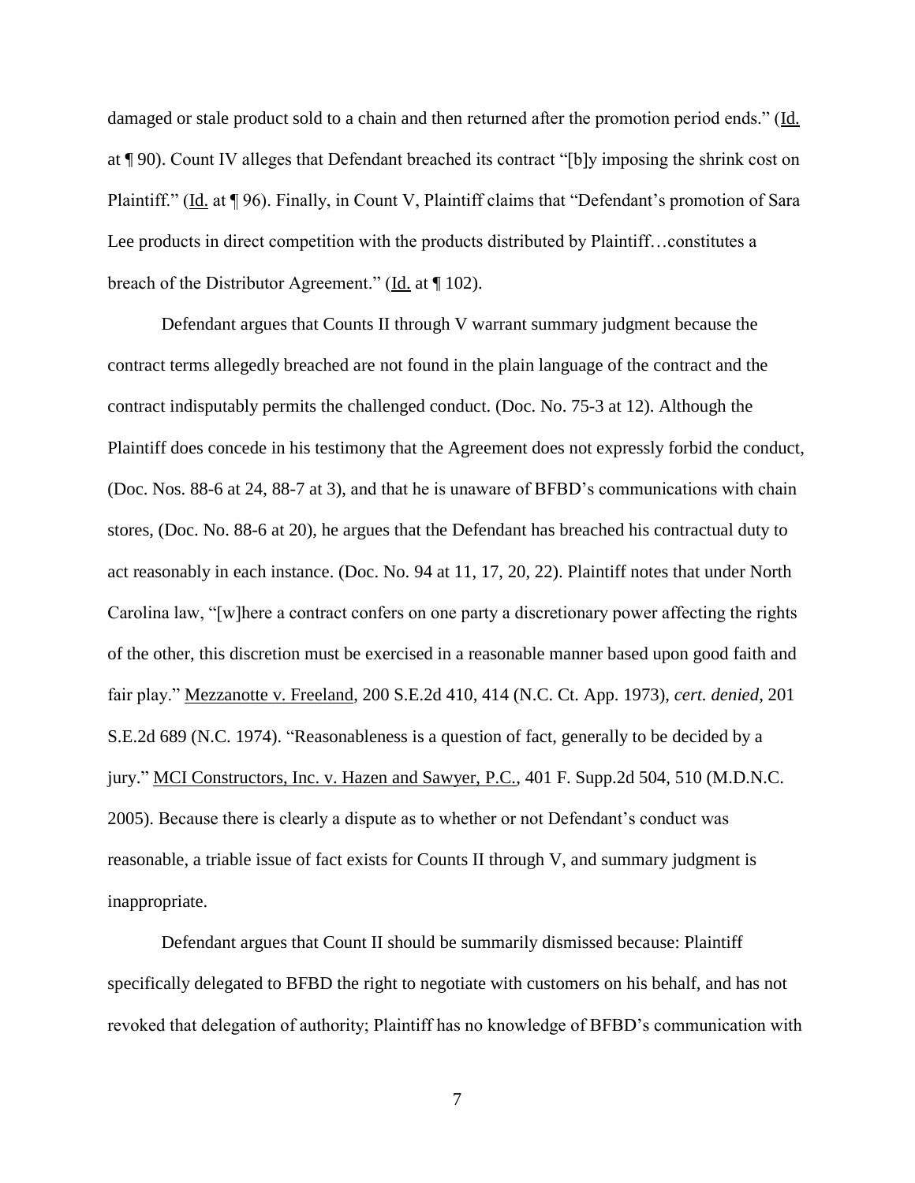damaged or stale product sold to a chain and then returned after the promotion period ends." (Id. at ¶ 90). Count IV alleges that Defendant breached its contract "[b]y imposing the shrink cost on Plaintiff." (Id. at ¶ 96). Finally, in Count V, Plaintiff claims that "Defendant's promotion of Sara Lee products in direct competition with the products distributed by Plaintiff…constitutes a breach of the Distributor Agreement." (Id. at ¶ 102).

Defendant argues that Counts II through V warrant summary judgment because the contract terms allegedly breached are not found in the plain language of the contract and the contract indisputably permits the challenged conduct. (Doc. No. 75-3 at 12). Although the Plaintiff does concede in his testimony that the Agreement does not expressly forbid the conduct, (Doc. Nos. 88-6 at 24, 88-7 at 3), and that he is unaware of BFBD's communications with chain stores, (Doc. No. 88-6 at 20), he argues that the Defendant has breached his contractual duty to act reasonably in each instance. (Doc. No. 94 at 11, 17, 20, 22). Plaintiff notes that under North Carolina law, "[w]here a contract confers on one party a discretionary power affecting the rights of the other, this discretion must be exercised in a reasonable manner based upon good faith and fair play." Mezzanotte v. Freeland, 200 S.E.2d 410, 414 (N.C. Ct. App. 1973), *cert. denied*, 201 S.E.2d 689 (N.C. 1974). "Reasonableness is a question of fact, generally to be decided by a jury." MCI Constructors, Inc. v. Hazen and Sawyer, P.C., 401 F. Supp.2d 504, 510 (M.D.N.C. 2005). Because there is clearly a dispute as to whether or not Defendant's conduct was reasonable, a triable issue of fact exists for Counts II through V, and summary judgment is inappropriate.

Defendant argues that Count II should be summarily dismissed because: Plaintiff specifically delegated to BFBD the right to negotiate with customers on his behalf, and has not revoked that delegation of authority; Plaintiff has no knowledge of BFBD's communication with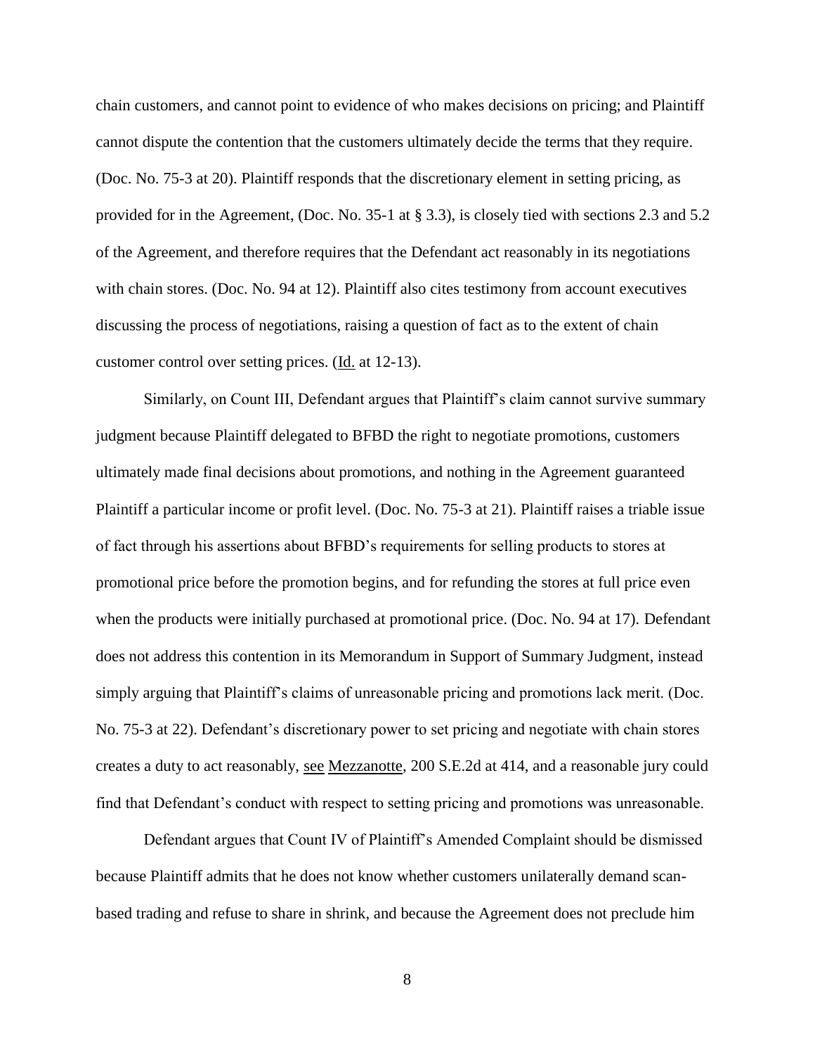chain customers, and cannot point to evidence of who makes decisions on pricing; and Plaintiff cannot dispute the contention that the customers ultimately decide the terms that they require. (Doc. No. 75-3 at 20). Plaintiff responds that the discretionary element in setting pricing, as provided for in the Agreement, (Doc. No. 35-1 at § 3.3), is closely tied with sections 2.3 and 5.2 of the Agreement, and therefore requires that the Defendant act reasonably in its negotiations with chain stores. (Doc. No. 94 at 12). Plaintiff also cites testimony from account executives discussing the process of negotiations, raising a question of fact as to the extent of chain customer control over setting prices. (Id. at 12-13).

Similarly, on Count III, Defendant argues that Plaintiff's claim cannot survive summary judgment because Plaintiff delegated to BFBD the right to negotiate promotions, customers ultimately made final decisions about promotions, and nothing in the Agreement guaranteed Plaintiff a particular income or profit level. (Doc. No. 75-3 at 21). Plaintiff raises a triable issue of fact through his assertions about BFBD's requirements for selling products to stores at promotional price before the promotion begins, and for refunding the stores at full price even when the products were initially purchased at promotional price. (Doc. No. 94 at 17). Defendant does not address this contention in its Memorandum in Support of Summary Judgment, instead simply arguing that Plaintiff's claims of unreasonable pricing and promotions lack merit. (Doc. No. 75-3 at 22). Defendant's discretionary power to set pricing and negotiate with chain stores creates a duty to act reasonably, see Mezzanotte, 200 S.E.2d at 414, and a reasonable jury could find that Defendant's conduct with respect to setting pricing and promotions was unreasonable.

Defendant argues that Count IV of Plaintiff's Amended Complaint should be dismissed because Plaintiff admits that he does not know whether customers unilaterally demand scan-based trading and refuse to share in shrink, and because the Agreement does not preclude him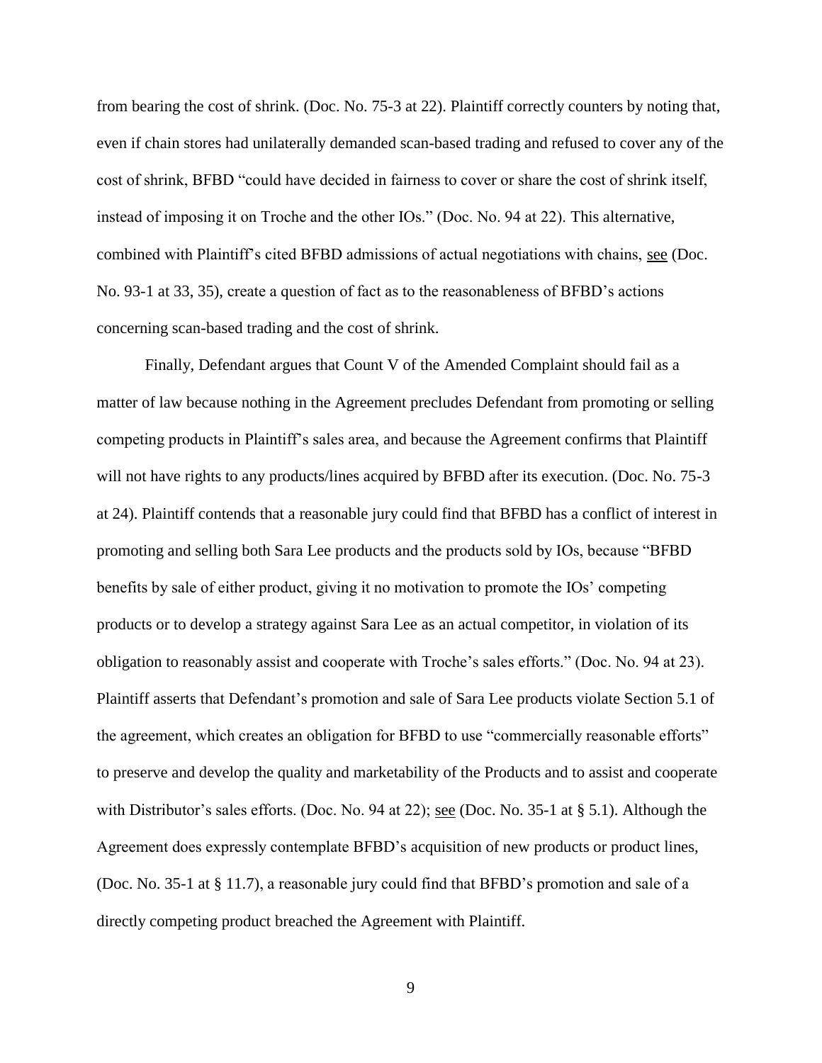from bearing the cost of shrink. (Doc. No. 75-3 at 22). Plaintiff correctly counters by noting that, even if chain stores had unilaterally demanded scan-based trading and refused to cover any of the cost of shrink, BFBD "could have decided in fairness to cover or share the cost of shrink itself, instead of imposing it on Troche and the other IOs." (Doc. No. 94 at 22). This alternative, combined with Plaintiff's cited BFBD admissions of actual negotiations with chains, see (Doc. No. 93-1 at 33, 35), create a question of fact as to the reasonableness of BFBD's actions concerning scan-based trading and the cost of shrink.

Finally, Defendant argues that Count V of the Amended Complaint should fail as a matter of law because nothing in the Agreement precludes Defendant from promoting or selling competing products in Plaintiff's sales area, and because the Agreement confirms that Plaintiff will not have rights to any products/lines acquired by BFBD after its execution. (Doc. No. 75-3 at 24). Plaintiff contends that a reasonable jury could find that BFBD has a conflict of interest in promoting and selling both Sara Lee products and the products sold by IOs, because "BFBD benefits by sale of either product, giving it no motivation to promote the IOs' competing products or to develop a strategy against Sara Lee as an actual competitor, in violation of its obligation to reasonably assist and cooperate with Troche's sales efforts." (Doc. No. 94 at 23). Plaintiff asserts that Defendant's promotion and sale of Sara Lee products violate Section 5.1 of the agreement, which creates an obligation for BFBD to use "commercially reasonable efforts" to preserve and develop the quality and marketability of the Products and to assist and cooperate with Distributor's sales efforts. (Doc. No. 94 at 22); see (Doc. No. 35-1 at § 5.1). Although the Agreement does expressly contemplate BFBD's acquisition of new products or product lines, (Doc. No. 35-1 at § 11.7), a reasonable jury could find that BFBD's promotion and sale of a directly competing product breached the Agreement with Plaintiff.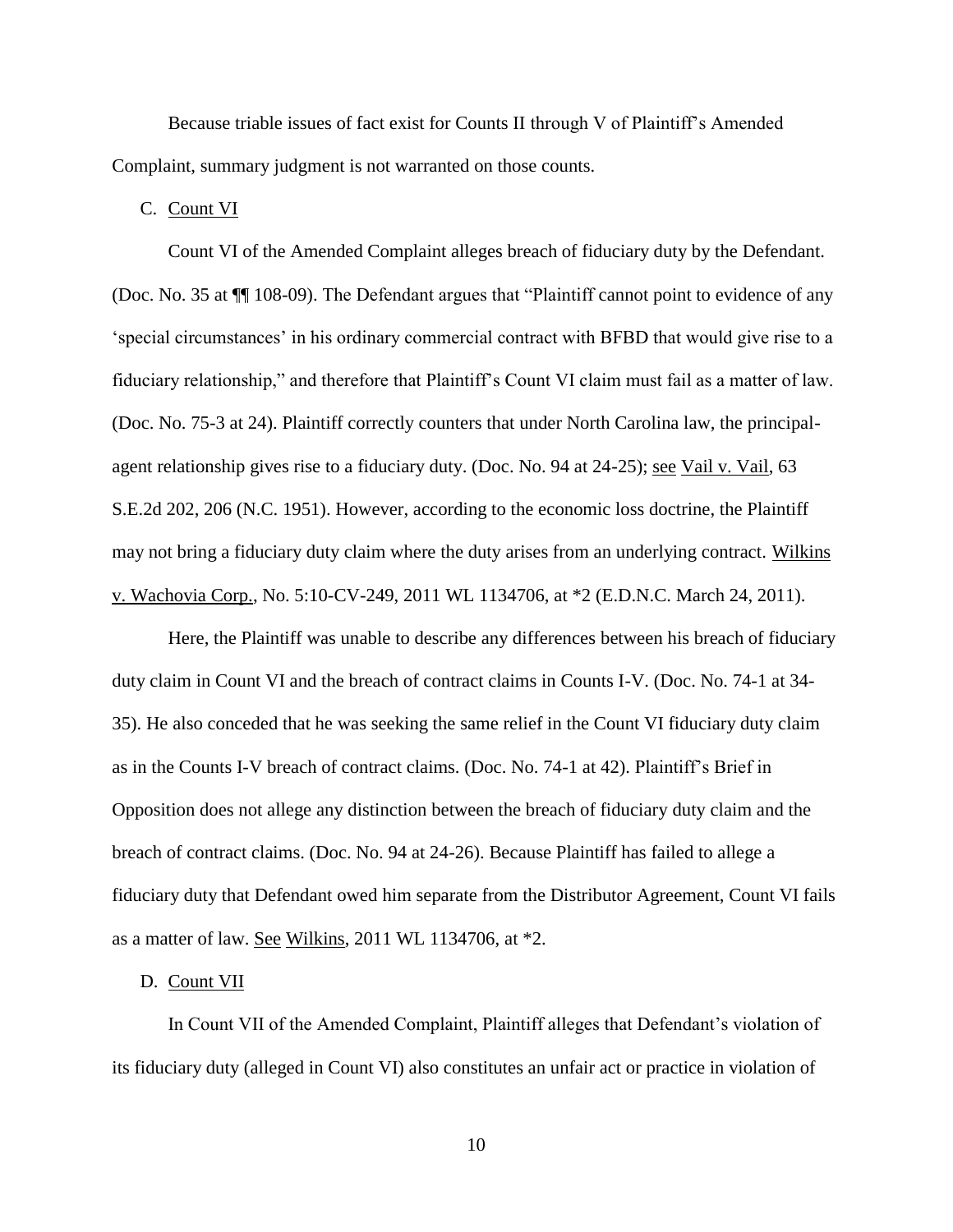Because triable issues of fact exist for Counts II through V of Plaintiff's Amended Complaint, summary judgment is not warranted on those counts.

C. Count VI

Count VI of the Amended Complaint alleges breach of fiduciary duty by the Defendant. (Doc. No. 35 at ¶¶ 108-09). The Defendant argues that "Plaintiff cannot point to evidence of any 'special circumstances' in his ordinary commercial contract with BFBD that would give rise to a fiduciary relationship," and therefore that Plaintiff's Count VI claim must fail as a matter of law. (Doc. No. 75-3 at 24). Plaintiff correctly counters that under North Carolina law, the principal-agent relationship gives rise to a fiduciary duty. (Doc. No. 94 at 24-25); see Vail v. Vail, 63 S.E.2d 202, 206 (N.C. 1951). However, according to the economic loss doctrine, the Plaintiff may not bring a fiduciary duty claim where the duty arises from an underlying contract. Wilkins v. Wachovia Corp., No. 5:10-CV-249, 2011 WL 1134706, at *2 (E.D.N.C. March 24, 2011).

Here, the Plaintiff was unable to describe any differences between his breach of fiduciary duty claim in Count VI and the breach of contract claims in Counts I-V. (Doc. No. 74-1 at 34-35). He also conceded that he was seeking the same relief in the Count VI fiduciary duty claim as in the Counts I-V breach of contract claims. (Doc. No. 74-1 at 42). Plaintiff's Brief in Opposition does not allege any distinction between the breach of fiduciary duty claim and the breach of contract claims. (Doc. No. 94 at 24-26). Because Plaintiff has failed to allege a fiduciary duty that Defendant owed him separate from the Distributor Agreement, Count VI fails as a matter of law. See Wilkins, 2011 WL 1134706, at *2.

D. Count VII

In Count VII of the Amended Complaint, Plaintiff alleges that Defendant's violation of its fiduciary duty (alleged in Count VI) also constitutes an unfair act or practice in violation of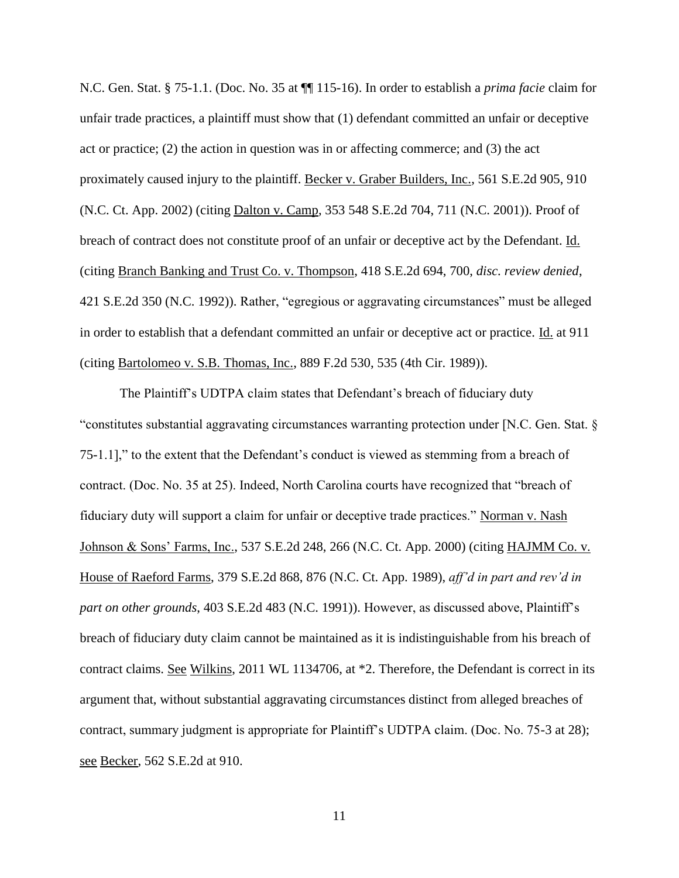N.C. Gen. Stat. § 75-1.1. (Doc. No. 35 at ¶¶ 115-16). In order to establish a *prima facie* claim for unfair trade practices, a plaintiff must show that (1) defendant committed an unfair or deceptive act or practice; (2) the action in question was in or affecting commerce; and (3) the act proximately caused injury to the plaintiff. Becker v. Graber Builders, Inc., 561 S.E.2d 905, 910 (N.C. Ct. App. 2002) (citing Dalton v. Camp, 353 548 S.E.2d 704, 711 (N.C. 2001)). Proof of breach of contract does not constitute proof of an unfair or deceptive act by the Defendant. Id. (citing Branch Banking and Trust Co. v. Thompson, 418 S.E.2d 694, 700, *disc. review denied*, 421 S.E.2d 350 (N.C. 1992)). Rather, "egregious or aggravating circumstances" must be alleged in order to establish that a defendant committed an unfair or deceptive act or practice. Id. at 911 (citing Bartolomeo v. S.B. Thomas, Inc., 889 F.2d 530, 535 (4th Cir. 1989)).

The Plaintiff's UDTPA claim states that Defendant's breach of fiduciary duty "constitutes substantial aggravating circumstances warranting protection under [N.C. Gen. Stat. § 75-1.1]," to the extent that the Defendant's conduct is viewed as stemming from a breach of contract. (Doc. No. 35 at 25). Indeed, North Carolina courts have recognized that "breach of fiduciary duty will support a claim for unfair or deceptive trade practices." Norman v. Nash Johnson & Sons' Farms, Inc., 537 S.E.2d 248, 266 (N.C. Ct. App. 2000) (citing HAJMM Co. v. House of Raeford Farms, 379 S.E.2d 868, 876 (N.C. Ct. App. 1989), *aff'd in part and rev'd in part on other grounds*, 403 S.E.2d 483 (N.C. 1991)). However, as discussed above, Plaintiff's breach of fiduciary duty claim cannot be maintained as it is indistinguishable from his breach of contract claims. See Wilkins, 2011 WL 1134706, at *2. Therefore, the Defendant is correct in its argument that, without substantial aggravating circumstances distinct from alleged breaches of contract, summary judgment is appropriate for Plaintiff's UDTPA claim. (Doc. No. 75-3 at 28); see Becker, 562 S.E.2d at 910.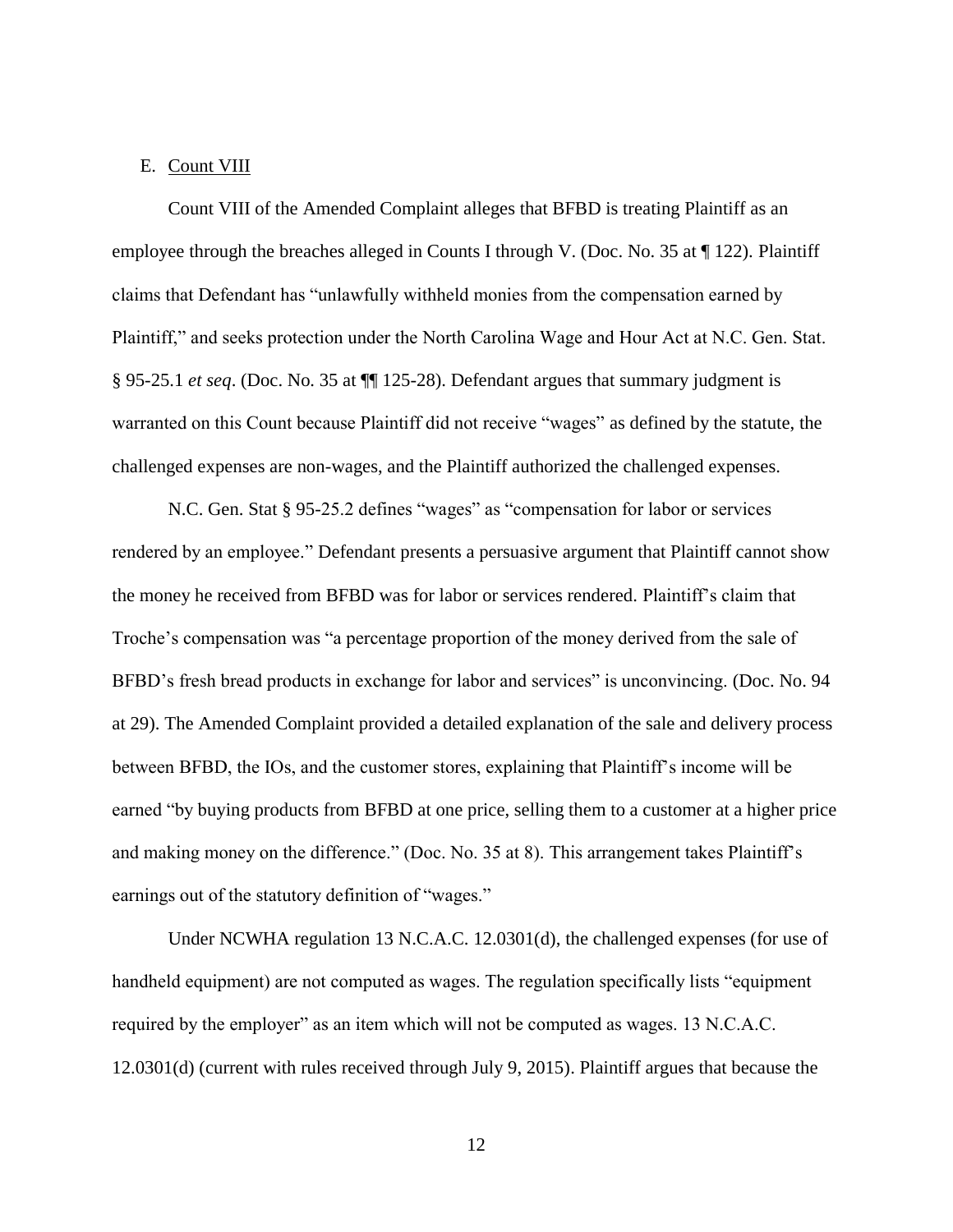E. Count VIII

Count VIII of the Amended Complaint alleges that BFBD is treating Plaintiff as an employee through the breaches alleged in Counts I through V. (Doc. No. 35 at ¶ 122). Plaintiff claims that Defendant has "unlawfully withheld monies from the compensation earned by Plaintiff," and seeks protection under the North Carolina Wage and Hour Act at N.C. Gen. Stat. § 95-25.1 *et seq*. (Doc. No. 35 at ¶¶ 125-28). Defendant argues that summary judgment is warranted on this Count because Plaintiff did not receive "wages" as defined by the statute, the challenged expenses are non-wages, and the Plaintiff authorized the challenged expenses.

N.C. Gen. Stat § 95-25.2 defines "wages" as "compensation for labor or services rendered by an employee." Defendant presents a persuasive argument that Plaintiff cannot show the money he received from BFBD was for labor or services rendered. Plaintiff's claim that Troche's compensation was "a percentage proportion of the money derived from the sale of BFBD's fresh bread products in exchange for labor and services" is unconvincing. (Doc. No. 94 at 29). The Amended Complaint provided a detailed explanation of the sale and delivery process between BFBD, the IOs, and the customer stores, explaining that Plaintiff's income will be earned "by buying products from BFBD at one price, selling them to a customer at a higher price and making money on the difference." (Doc. No. 35 at 8). This arrangement takes Plaintiff's earnings out of the statutory definition of "wages."

Under NCWHA regulation 13 N.C.A.C. 12.0301(d), the challenged expenses (for use of handheld equipment) are not computed as wages. The regulation specifically lists "equipment required by the employer" as an item which will not be computed as wages. 13 N.C.A.C. 12.0301(d) (current with rules received through July 9, 2015). Plaintiff argues that because the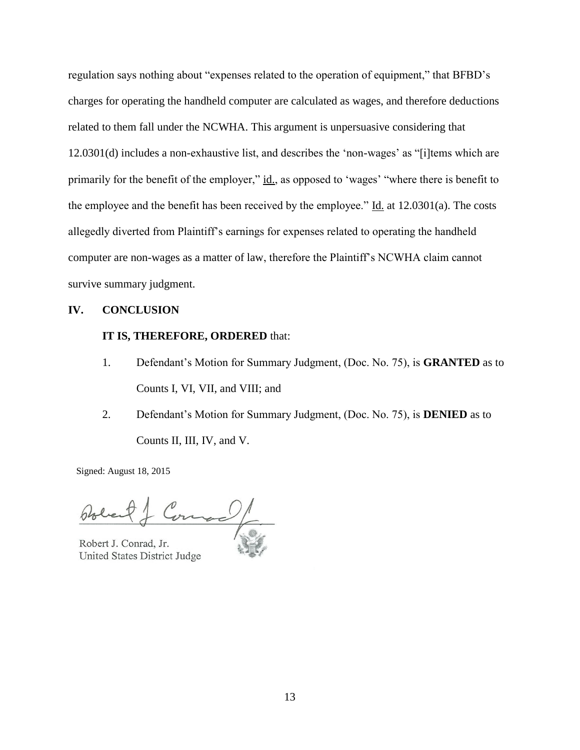regulation says nothing about "expenses related to the operation of equipment," that BFBD's charges for operating the handheld computer are calculated as wages, and therefore deductions related to them fall under the NCWHA. This argument is unpersuasive considering that 12.0301(d) includes a non-exhaustive list, and describes the 'non-wages' as "[i]tems which are primarily for the benefit of the employer," id., as opposed to 'wages' "where there is benefit to the employee and the benefit has been received by the employee." Id. at 12.0301(a). The costs allegedly diverted from Plaintiff's earnings for expenses related to operating the handheld computer are non-wages as a matter of law, therefore the Plaintiff's NCWHA claim cannot survive summary judgment.

## IV. CONCLUSION

**IT IS, THEREFORE, ORDERED** that:

1. Defendant's Motion for Summary Judgment, (Doc. No. 75), is **GRANTED** as to Counts I, VI, VII, and VIII; and
2. Defendant's Motion for Summary Judgment, (Doc. No. 75), is **DENIED** as to Counts II, III, IV, and V.

Signed: August 18, 2015

Robert J. Conrad, Jr.
United States District Judge